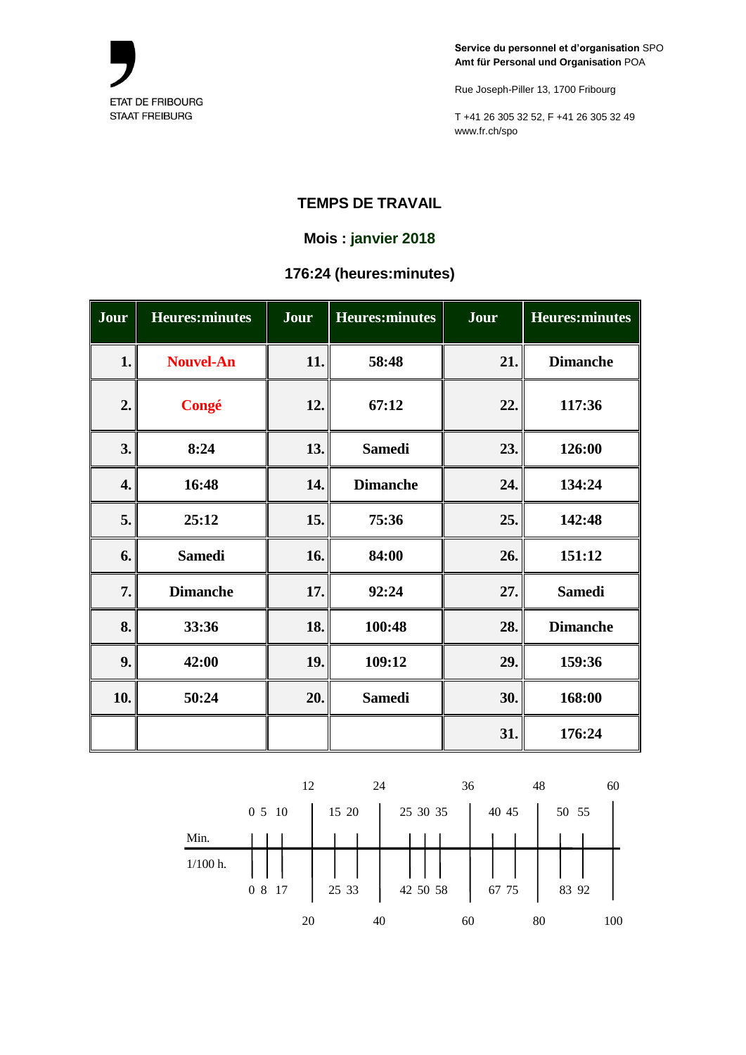ETAT DE FRIBOURG
STAAT FREIBURG

**Service du personnel et d'organisation** SPO
**Amt für Personal und Organisation** POA

Rue Joseph-Piller 13, 1700 Fribourg

T +41 26 305 32 52, F +41 26 305 32 49
www.fr.ch/spo

## TEMPS DE TRAVAIL

### Mois : janvier 2018

### 176:24 (heures:minutes)

| Jour | Heures:minutes | Jour | Heures:minutes | Jour | Heures:minutes |
|---|---|---|---|---|---|
| 1. | Nouvel-An | 11. | 58:48 | 21. | Dimanche |
| 2. | Congé | 12. | 67:12 | 22. | 117:36 |
| 3. | 8:24 | 13. | Samedi | 23. | 126:00 |
| 4. | 16:48 | 14. | Dimanche | 24. | 134:24 |
| 5. | 25:12 | 15. | 75:36 | 25. | 142:48 |
| 6. | Samedi | 16. | 84:00 | 26. | 151:12 |
| 7. | Dimanche | 17. | 92:24 | 27. | Samedi |
| 8. | 33:36 | 18. | 100:48 | 28. | Dimanche |
| 9. | 42:00 | 19. | 109:12 | 29. | 159:36 |
| 10. | 50:24 | 20. | Samedi | 30. | 168:00 |
| | | | | 31. | 176:24 |

| Min. | 0 | 5 | 10 | 12 | 15 | 20 | 24 | 25 | 30 | 35 | 36 | 40 | 45 | 48 | 50 | 55 | 60 |
|---|---|---|---|---|---|---|---|---|---|---|---|---|---|---|---|---|---|
| 1/100 h. | 0 | 8 | 17 | 20 | 25 | 33 | 40 | 42 | 50 | 58 | 60 | 67 | 75 | 80 | 83 | 92 | 100 |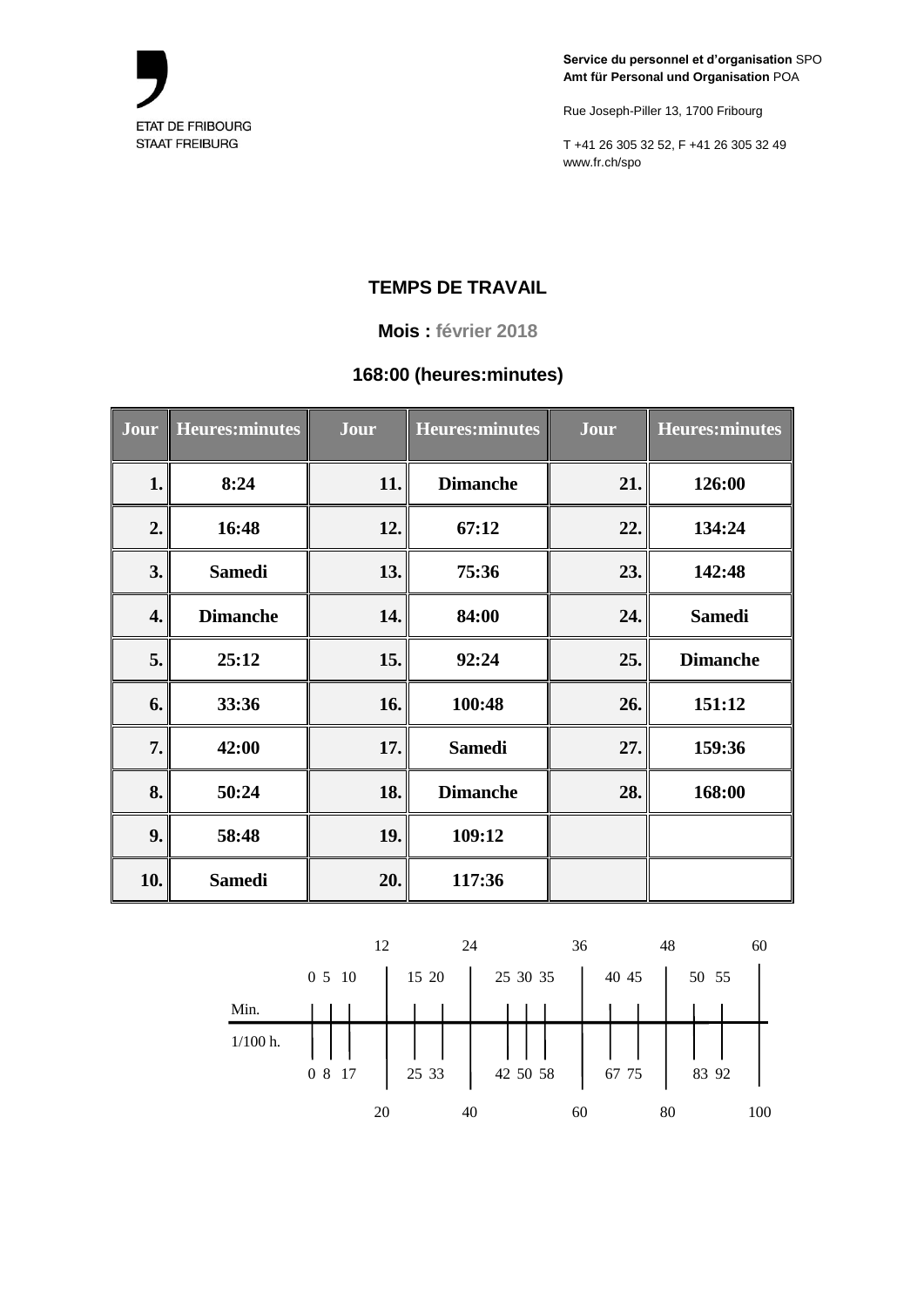Service du personnel et d'organisation SPO
Amt für Personal und Organisation POA

Rue Joseph-Piller 13, 1700 Fribourg

T +41 26 305 32 52, F +41 26 305 32 49
www.fr.ch/spo

ETAT DE FRIBOURG
STAAT FREIBURG

## TEMPS DE TRAVAIL

**Mois : février 2018**

**168:00 (heures:minutes)**

| Jour | Heures:minutes | Jour | Heures:minutes | Jour | Heures:minutes |
|---|---|---|---|---|---|
| 1. | 8:24 | 11. | Dimanche | 21. | 126:00 |
| 2. | 16:48 | 12. | 67:12 | 22. | 134:24 |
| 3. | Samedi | 13. | 75:36 | 23. | 142:48 |
| 4. | Dimanche | 14. | 84:00 | 24. | Samedi |
| 5. | 25:12 | 15. | 92:24 | 25. | Dimanche |
| 6. | 33:36 | 16. | 100:48 | 26. | 151:12 |
| 7. | 42:00 | 17. | Samedi | 27. | 159:36 |
| 8. | 50:24 | 18. | Dimanche | 28. | 168:00 |
| 9. | 58:48 | 19. | 109:12 | | |
| 10. | Samedi | 20. | 117:36 | | |

| Min. | 0 | 5 | 10 | 12 | 15 | 20 | 24 | 25 | 30 | 35 | 36 | 40 | 45 | 48 | 50 | 55 | 60 |
|---|---|---|---|---|---|---|---|---|---|---|---|---|---|---|---|---|---|
| 1/100 h. | 0 | 8 | 17 | 20 | 25 | 33 | 40 | 42 | 50 | 58 | 60 | 67 | 75 | 80 | 83 | 92 | 100 |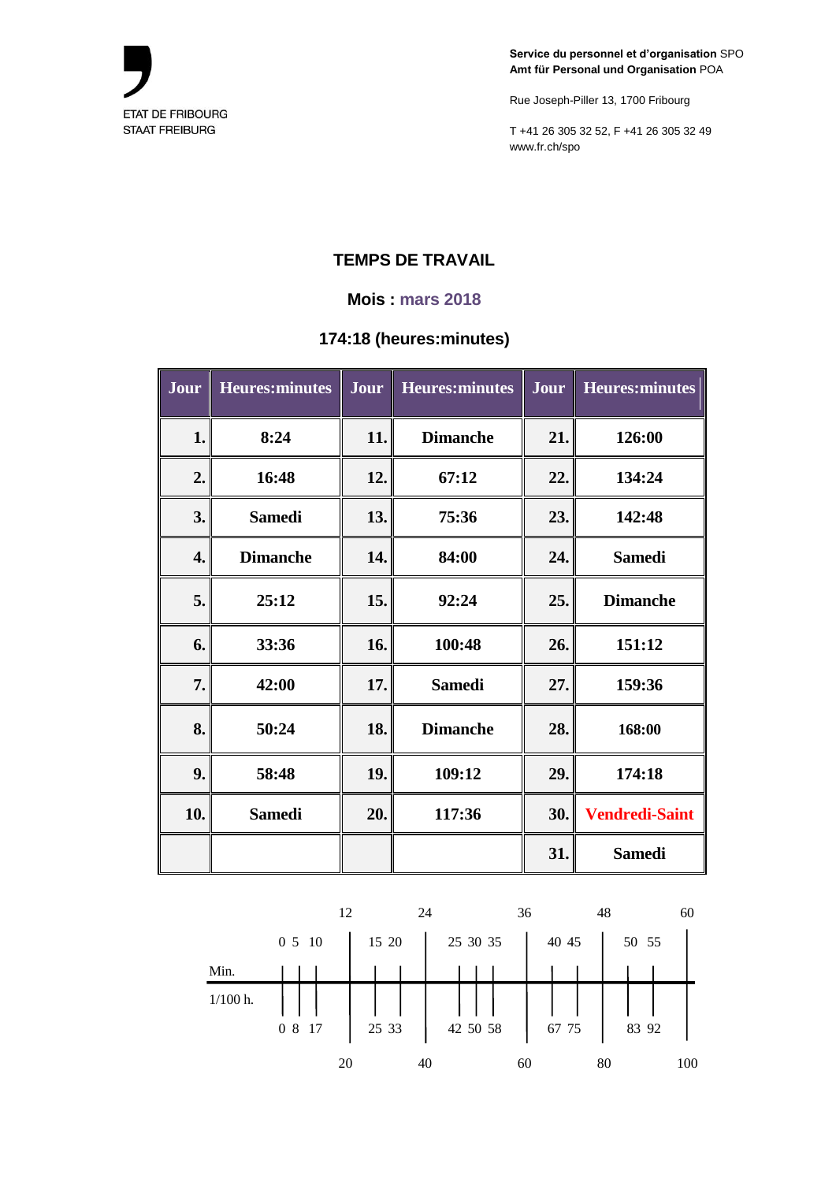ETAT DE FRIBOURG
STAAT FREIBURG

**Service du personnel et d'organisation** SPO
**Amt für Personal und Organisation** POA

Rue Joseph-Piller 13, 1700 Fribourg

T +41 26 305 32 52, F +41 26 305 32 49
www.fr.ch/spo

## TEMPS DE TRAVAIL

### Mois : mars 2018

### 174:18 (heures:minutes)

| Jour | Heures:minutes | Jour | Heures:minutes | Jour | Heures:minutes |
|---|---|---|---|---|---|
| 1. | 8:24 | 11. | Dimanche | 21. | 126:00 |
| 2. | 16:48 | 12. | 67:12 | 22. | 134:24 |
| 3. | Samedi | 13. | 75:36 | 23. | 142:48 |
| 4. | Dimanche | 14. | 84:00 | 24. | Samedi |
| 5. | 25:12 | 15. | 92:24 | 25. | Dimanche |
| 6. | 33:36 | 16. | 100:48 | 26. | 151:12 |
| 7. | 42:00 | 17. | Samedi | 27. | 159:36 |
| 8. | 50:24 | 18. | Dimanche | 28. | 168:00 |
| 9. | 58:48 | 19. | 109:12 | 29. | 174:18 |
| 10. | Samedi | 20. | 117:36 | 30. | Vendredi-Saint |
| | | | | 31. | Samedi |

| | | | | | | | | | | | | | | | |
|---|---|---|---|---|---|---|---|---|---|---|---|---|---|---|---|
| | | | | 12 | | | 24 | | | | 36 | | | 48 | | 60 |
| Min. | 0 | 5 | 10 | | 15 | 20 | | 25 | 30 | 35 | | 40 | 45 | | 50 | 55 | |
| 1/100 h. | 0 | 8 | 17 | | 25 | 33 | | 42 | 50 | 58 | | 67 | 75 | | 83 | 92 | |
| | | | | 20 | | | 40 | | | | 60 | | | 80 | | 100 |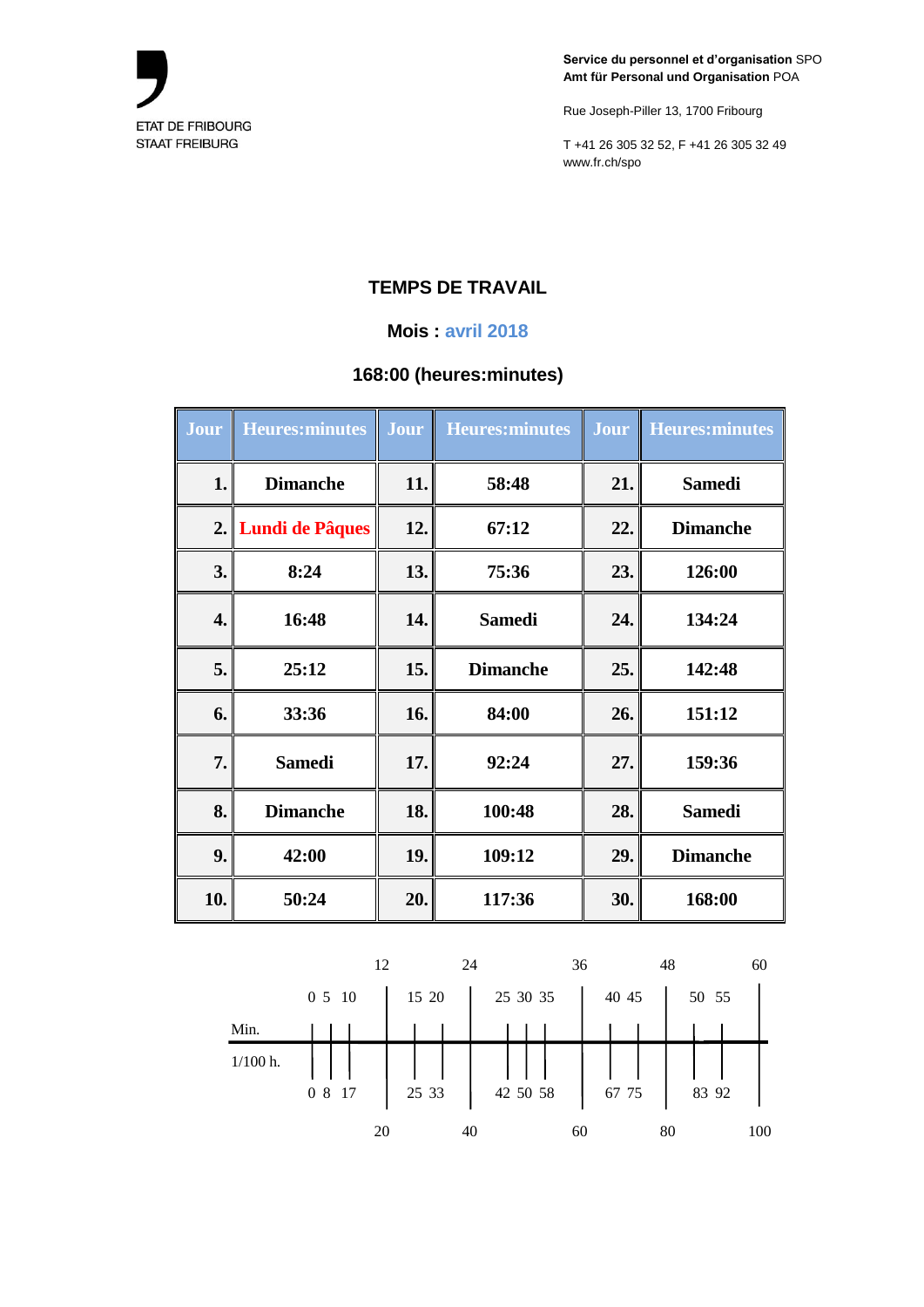ETAT DE FRIBOURG
STAAT FREIBURG

**Service du personnel et d'organisation** SPO
**Amt für Personal und Organisation** POA

Rue Joseph-Piller 13, 1700 Fribourg

T +41 26 305 32 52, F +41 26 305 32 49
www.fr.ch/spo

## TEMPS DE TRAVAIL

### Mois : avril 2018

### 168:00 (heures:minutes)

| Jour | Heures:minutes | Jour | Heures:minutes | Jour | Heures:minutes |
|---|---|---|---|---|---|
| 1. | Dimanche | 11. | 58:48 | 21. | Samedi |
| 2. | Lundi de Pâques | 12. | 67:12 | 22. | Dimanche |
| 3. | 8:24 | 13. | 75:36 | 23. | 126:00 |
| 4. | 16:48 | 14. | Samedi | 24. | 134:24 |
| 5. | 25:12 | 15. | Dimanche | 25. | 142:48 |
| 6. | 33:36 | 16. | 84:00 | 26. | 151:12 |
| 7. | Samedi | 17. | 92:24 | 27. | 159:36 |
| 8. | Dimanche | 18. | 100:48 | 28. | Samedi |
| 9. | 42:00 | 19. | 109:12 | 29. | Dimanche |
| 10. | 50:24 | 20. | 117:36 | 30. | 168:00 |

| | | | | | | | | | | | | | | | | | | |
|---|---|---|---|---|---|---|---|---|---|---|---|---|---|---|---|---|---|---|
| Min. | 0 | 5 | 10 | 12 | 15 | 20 | 24 | 25 | 30 | 35 | 36 | 40 | 45 | 48 | 50 | 55 | 60 |
| 1/100 h. | 0 | 8 | 17 | 20 | 25 | 33 | 40 | 42 | 50 | 58 | 60 | 67 | 75 | 80 | 83 | 92 | 100 |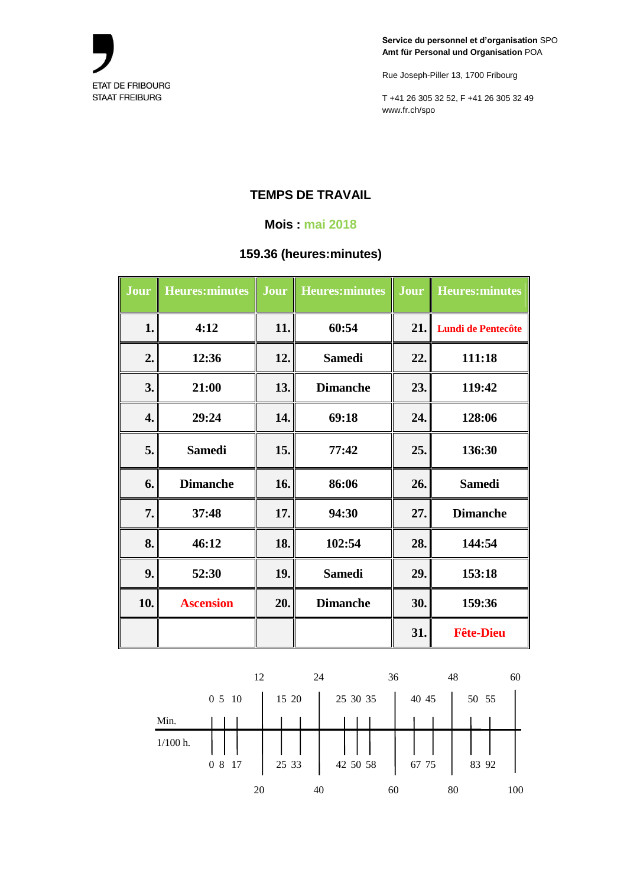ETAT DE FRIBOURG
STAAT FREIBURG

**Service du personnel et d'organisation** SPO
**Amt für Personal und Organisation** POA

Rue Joseph-Piller 13, 1700 Fribourg

T +41 26 305 32 52, F +41 26 305 32 49
www.fr.ch/spo

## TEMPS DE TRAVAIL

### Mois : mai 2018

### 159.36 (heures:minutes)

| Jour | Heures:minutes | Jour | Heures:minutes | Jour | Heures:minutes |
|---|---|---|---|---|---|
| 1. | 4:12 | 11. | 60:54 | 21. | Lundi de Pentecôte |
| 2. | 12:36 | 12. | Samedi | 22. | 111:18 |
| 3. | 21:00 | 13. | Dimanche | 23. | 119:42 |
| 4. | 29:24 | 14. | 69:18 | 24. | 128:06 |
| 5. | Samedi | 15. | 77:42 | 25. | 136:30 |
| 6. | Dimanche | 16. | 86:06 | 26. | Samedi |
| 7. | 37:48 | 17. | 94:30 | 27. | Dimanche |
| 8. | 46:12 | 18. | 102:54 | 28. | 144:54 |
| 9. | 52:30 | 19. | Samedi | 29. | 153:18 |
| 10. | Ascension | 20. | Dimanche | 30. | 159:36 |
| | | | | 31. | Fête-Dieu |

| Min. | 0 | 5 | 10 | 12 | 15 | 20 | 24 | 25 | 30 | 35 | 36 | 40 | 45 | 48 | 50 | 55 | 60 |
|---|---|---|---|---|---|---|---|---|---|---|---|---|---|---|---|---|---|
| 1/100 h. | 0 | 8 | 17 | 20 | 25 | 33 | 40 | 42 | 50 | 58 | 60 | 67 | 75 | 80 | 83 | 92 | 100 |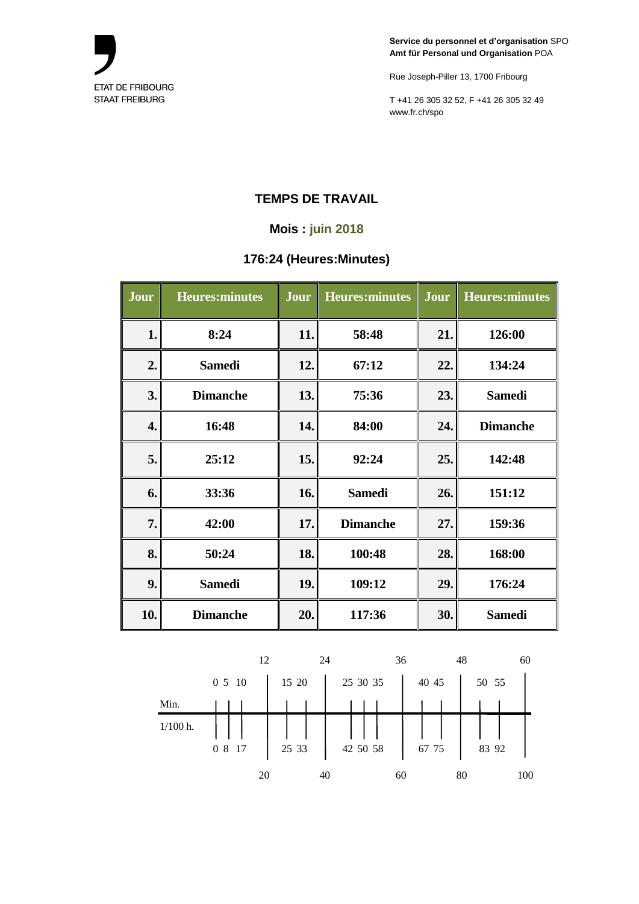ETAT DE FRIBOURG
STAAT FREIBURG

**Service du personnel et d'organisation** SPO
**Amt für Personal und Organisation** POA

Rue Joseph-Piller 13, 1700 Fribourg

T +41 26 305 32 52, F +41 26 305 32 49
www.fr.ch/spo

## TEMPS DE TRAVAIL

### Mois : juin 2018

### 176:24 (Heures:Minutes)

| Jour | Heures:minutes | Jour | Heures:minutes | Jour | Heures:minutes |
|---|---|---|---|---|---|
| 1. | 8:24 | 11. | 58:48 | 21. | 126:00 |
| 2. | Samedi | 12. | 67:12 | 22. | 134:24 |
| 3. | Dimanche | 13. | 75:36 | 23. | Samedi |
| 4. | 16:48 | 14. | 84:00 | 24. | Dimanche |
| 5. | 25:12 | 15. | 92:24 | 25. | 142:48 |
| 6. | 33:36 | 16. | Samedi | 26. | 151:12 |
| 7. | 42:00 | 17. | Dimanche | 27. | 159:36 |
| 8. | 50:24 | 18. | 100:48 | 28. | 168:00 |
| 9. | Samedi | 19. | 109:12 | 29. | 176:24 |
| 10. | Dimanche | 20. | 117:36 | 30. | Samedi |

| Min. | 0 | 5 | 10 | 12 | 15 | 20 | 24 | 25 | 30 | 35 | 36 | 40 | 45 | 48 | 50 | 55 | 60 |
|---|---|---|---|---|---|---|---|---|---|---|---|---|---|---|---|---|---|
| 1/100 h. | 0 | 8 | 17 | 20 | 25 | 33 | 40 | 42 | 50 | 58 | 60 | 67 | 75 | 80 | 83 | 92 | 100 |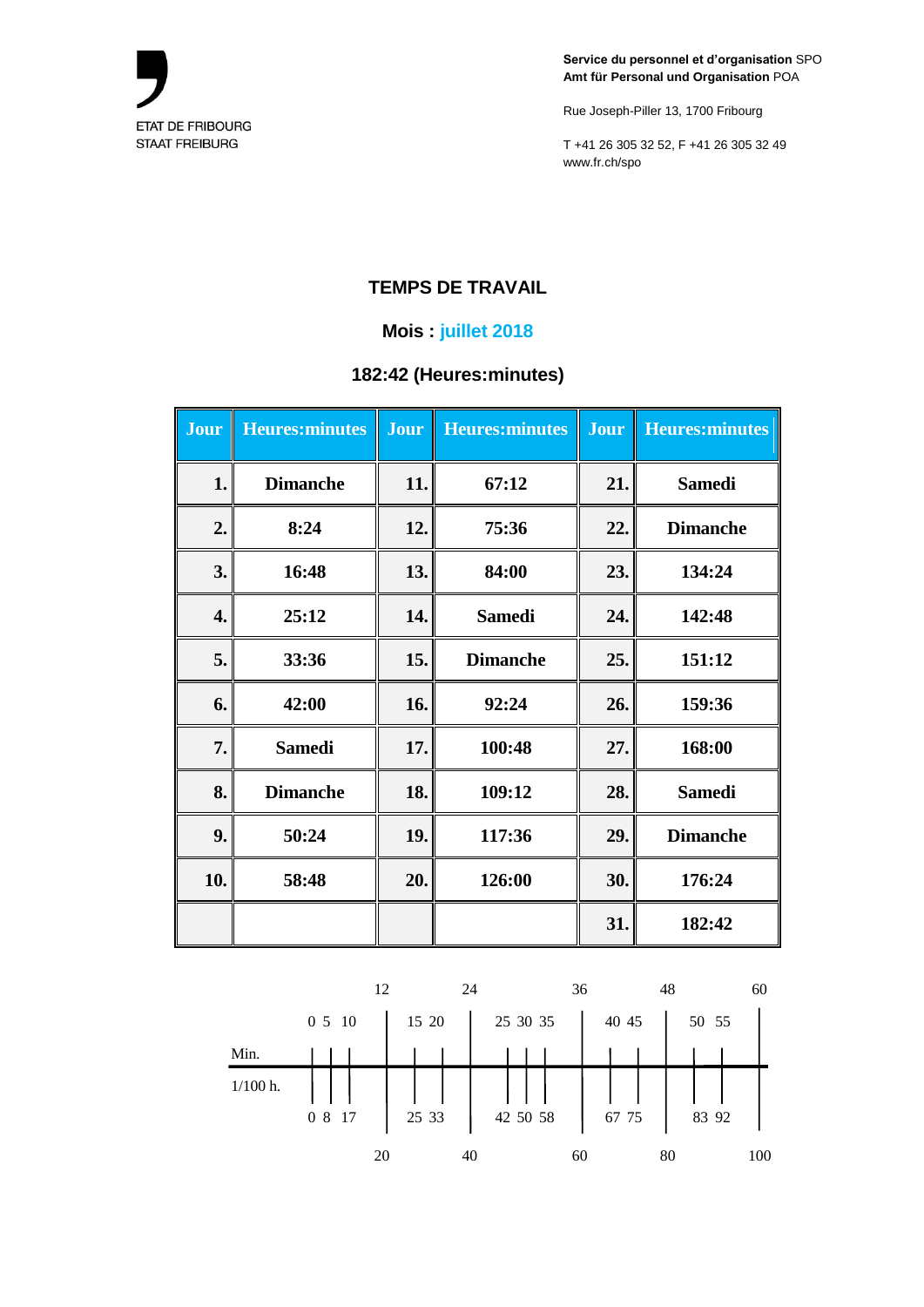ETAT DE FRIBOURG
STAAT FREIBURG

**Service du personnel et d'organisation** SPO
**Amt für Personal und Organisation** POA

Rue Joseph-Piller 13, 1700 Fribourg

T +41 26 305 32 52, F +41 26 305 32 49
www.fr.ch/spo

## TEMPS DE TRAVAIL

### Mois : juillet 2018

### 182:42 (Heures:minutes)

| Jour | Heures:minutes | Jour | Heures:minutes | Jour | Heures:minutes |
|---|---|---|---|---|---|
| 1. | Dimanche | 11. | 67:12 | 21. | Samedi |
| 2. | 8:24 | 12. | 75:36 | 22. | Dimanche |
| 3. | 16:48 | 13. | 84:00 | 23. | 134:24 |
| 4. | 25:12 | 14. | Samedi | 24. | 142:48 |
| 5. | 33:36 | 15. | Dimanche | 25. | 151:12 |
| 6. | 42:00 | 16. | 92:24 | 26. | 159:36 |
| 7. | Samedi | 17. | 100:48 | 27. | 168:00 |
| 8. | Dimanche | 18. | 109:12 | 28. | Samedi |
| 9. | 50:24 | 19. | 117:36 | 29. | Dimanche |
| 10. | 58:48 | 20. | 126:00 | 30. | 176:24 |
| | | | | 31. | 182:42 |

| Min. | 0 | 5 | 10 | 12 | 15 | 20 | 24 | 25 | 30 | 35 | 36 | 40 | 45 | 48 | 50 | 55 | 60 |
|---|---|---|---|---|---|---|---|---|---|---|---|---|---|---|---|---|---|
| 1/100 h. | 0 | 8 | 17 | 20 | 25 | 33 | 40 | 42 | 50 | 58 | 60 | 67 | 75 | 80 | 83 | 92 | 100 |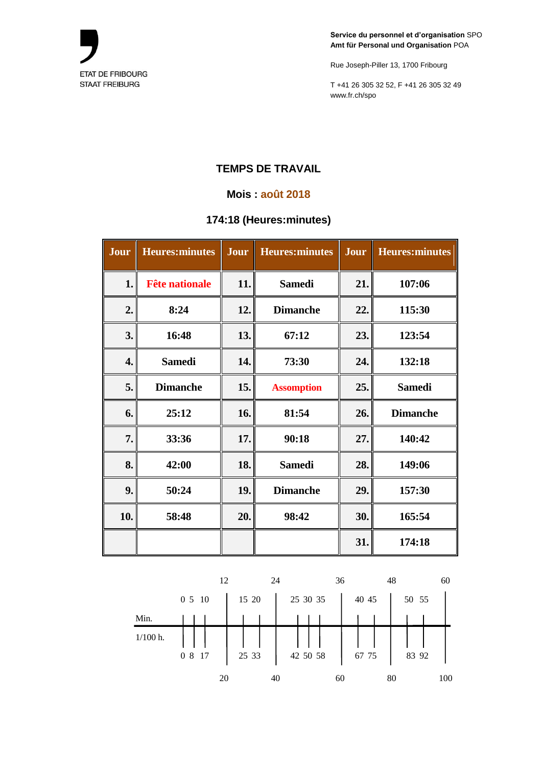ETAT DE FRIBOURG
STAAT FREIBURG

**Service du personnel et d'organisation** SPO
**Amt für Personal und Organisation** POA

Rue Joseph-Piller 13, 1700 Fribourg

T +41 26 305 32 52, F +41 26 305 32 49
www.fr.ch/spo

## TEMPS DE TRAVAIL

### Mois : août 2018

### 174:18 (Heures:minutes)

| Jour | Heures:minutes | Jour | Heures:minutes | Jour | Heures:minutes |
|---|---|---|---|---|---|
| 1. | Fête nationale | 11. | Samedi | 21. | 107:06 |
| 2. | 8:24 | 12. | Dimanche | 22. | 115:30 |
| 3. | 16:48 | 13. | 67:12 | 23. | 123:54 |
| 4. | Samedi | 14. | 73:30 | 24. | 132:18 |
| 5. | Dimanche | 15. | Assomption | 25. | Samedi |
| 6. | 25:12 | 16. | 81:54 | 26. | Dimanche |
| 7. | 33:36 | 17. | 90:18 | 27. | 140:42 |
| 8. | 42:00 | 18. | Samedi | 28. | 149:06 |
| 9. | 50:24 | 19. | Dimanche | 29. | 157:30 |
| 10. | 58:48 | 20. | 98:42 | 30. | 165:54 |
| | | | | 31. | 174:18 |

| Min. | 0 | 5 | 10 | 12 | 15 | 20 | 24 | 25 | 30 | 35 | 36 | 40 | 45 | 48 | 50 | 55 | 60 |
|---|---|---|---|---|---|---|---|---|---|---|---|---|---|---|---|---|---|
| 1/100 h. | 0 | 8 | 17 | 20 | 25 | 33 | 40 | 42 | 50 | 58 | 60 | 67 | 75 | 80 | 83 | 92 | 100 |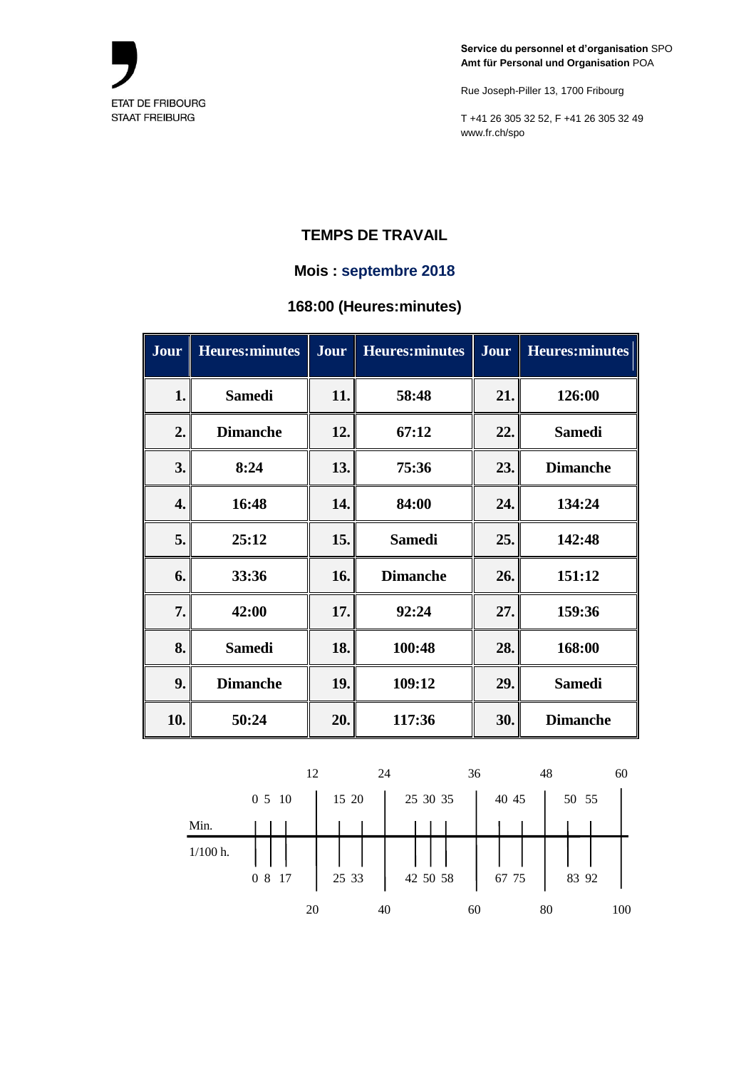ETAT DE FRIBOURG
STAAT FREIBURG

**Service du personnel et d'organisation** SPO
**Amt für Personal und Organisation** POA

Rue Joseph-Piller 13, 1700 Fribourg

T +41 26 305 32 52, F +41 26 305 32 49
www.fr.ch/spo

## TEMPS DE TRAVAIL

### Mois : septembre 2018

### 168:00 (Heures:minutes)

| Jour | Heures:minutes | Jour | Heures:minutes | Jour | Heures:minutes |
|---|---|---|---|---|---|
| 1. | Samedi | 11. | 58:48 | 21. | 126:00 |
| 2. | Dimanche | 12. | 67:12 | 22. | Samedi |
| 3. | 8:24 | 13. | 75:36 | 23. | Dimanche |
| 4. | 16:48 | 14. | 84:00 | 24. | 134:24 |
| 5. | 25:12 | 15. | Samedi | 25. | 142:48 |
| 6. | 33:36 | 16. | Dimanche | 26. | 151:12 |
| 7. | 42:00 | 17. | 92:24 | 27. | 159:36 |
| 8. | Samedi | 18. | 100:48 | 28. | 168:00 |
| 9. | Dimanche | 19. | 109:12 | 29. | Samedi |
| 10. | 50:24 | 20. | 117:36 | 30. | Dimanche |

| Min. | 0 | 5 | 10 | 12 | 15 | 20 | 24 | 25 | 30 | 35 | 36 | 40 | 45 | 48 | 50 | 55 | 60 |
|---|---|---|---|---|---|---|---|---|---|---|---|---|---|---|---|---|---|
| 1/100 h. | 0 | 8 | 17 | 20 | 25 | 33 | 40 | 42 | 50 | 58 | 60 | 67 | 75 | 80 | 83 | 92 | 100 |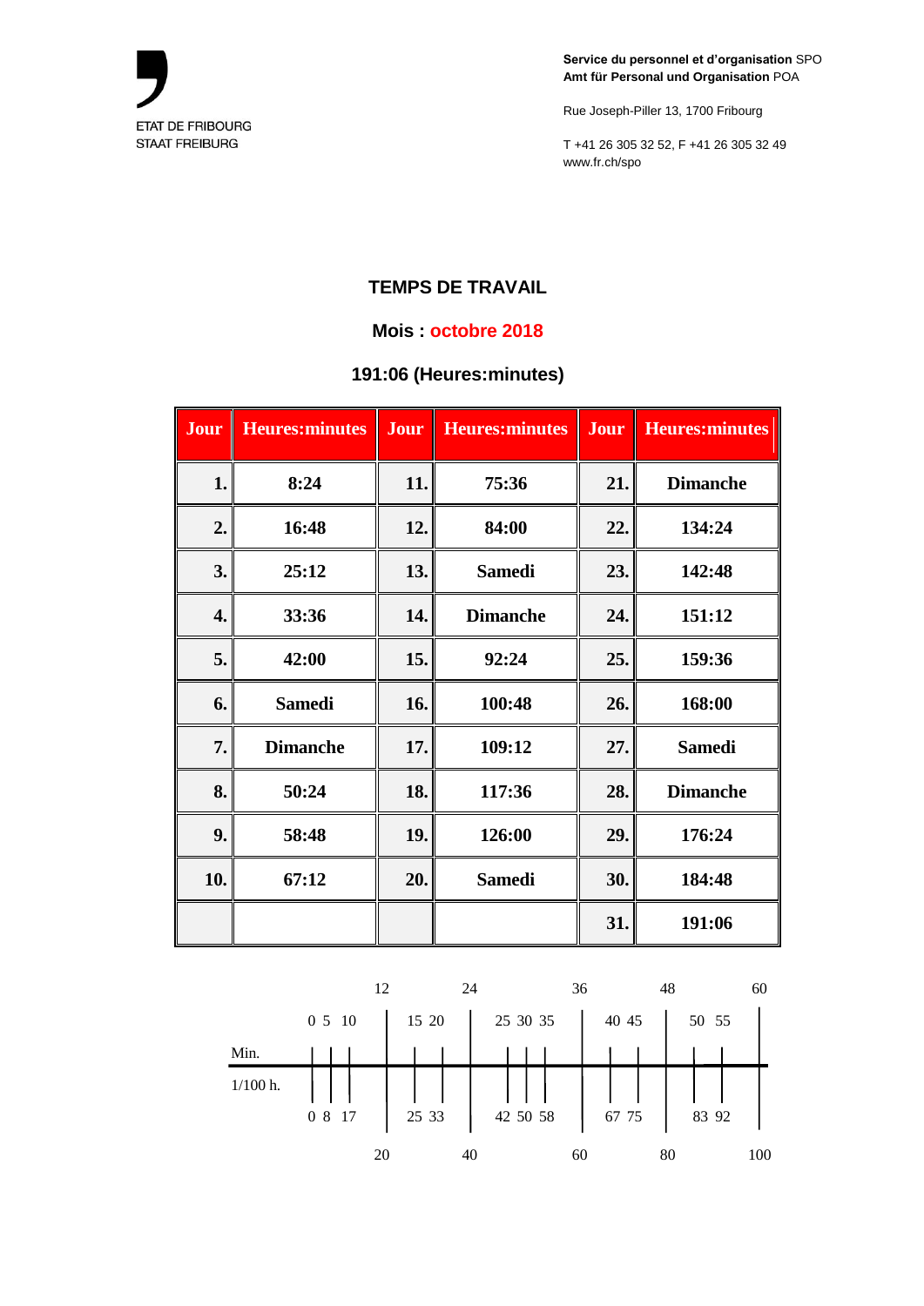ETAT DE FRIBOURG
STAAT FREIBURG

**Service du personnel et d'organisation** SPO
**Amt für Personal und Organisation** POA

Rue Joseph-Piller 13, 1700 Fribourg

T +41 26 305 32 52, F +41 26 305 32 49
www.fr.ch/spo

## TEMPS DE TRAVAIL

### Mois : octobre 2018

### 191:06 (Heures:minutes)

| Jour | Heures:minutes | Jour | Heures:minutes | Jour | Heures:minutes |
|---|---|---|---|---|---|
| 1. | 8:24 | 11. | 75:36 | 21. | Dimanche |
| 2. | 16:48 | 12. | 84:00 | 22. | 134:24 |
| 3. | 25:12 | 13. | Samedi | 23. | 142:48 |
| 4. | 33:36 | 14. | Dimanche | 24. | 151:12 |
| 5. | 42:00 | 15. | 92:24 | 25. | 159:36 |
| 6. | Samedi | 16. | 100:48 | 26. | 168:00 |
| 7. | Dimanche | 17. | 109:12 | 27. | Samedi |
| 8. | 50:24 | 18. | 117:36 | 28. | Dimanche |
| 9. | 58:48 | 19. | 126:00 | 29. | 176:24 |
| 10. | 67:12 | 20. | Samedi | 30. | 184:48 |
| | | | | 31. | 191:06 |

| Min. | 0 | 5 | 10 | 12 | 15 | 20 | 24 | 25 | 30 | 35 | 36 | 40 | 45 | 48 | 50 | 55 | 60 |
|---|---|---|---|---|---|---|---|---|---|---|---|---|---|---|---|---|---|
| 1/100 h. | 0 | 8 | 17 | 20 | 25 | 33 | 40 | 42 | 50 | 58 | 60 | 67 | 75 | 80 | 83 | 92 | 100 |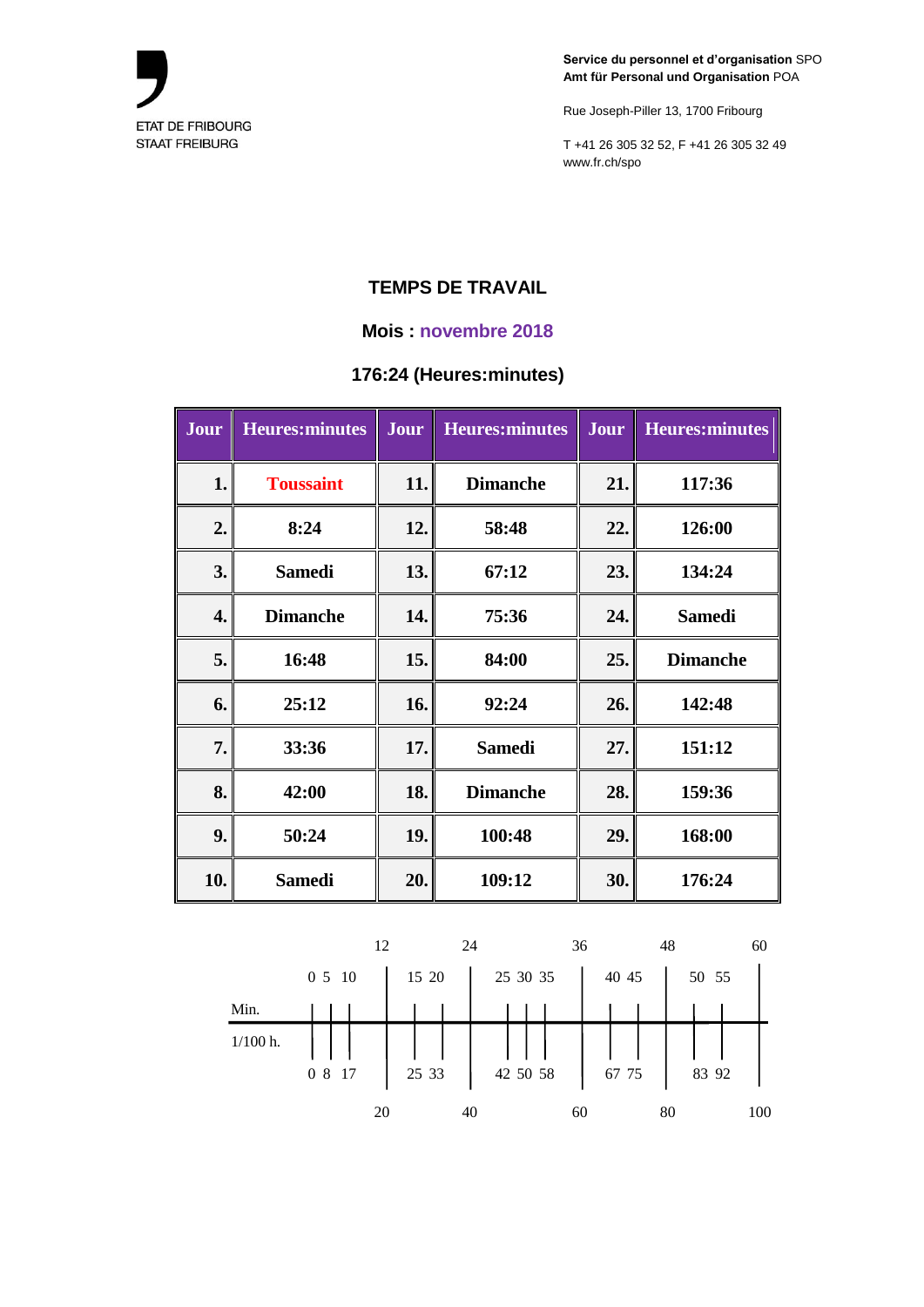ETAT DE FRIBOURG
STAAT FREIBURG

**Service du personnel et d'organisation** SPO
**Amt für Personal und Organisation** POA

Rue Joseph-Piller 13, 1700 Fribourg

T +41 26 305 32 52, F +41 26 305 32 49
www.fr.ch/spo

## TEMPS DE TRAVAIL

### Mois : novembre 2018

### 176:24 (Heures:minutes)

| Jour | Heures:minutes | Jour | Heures:minutes | Jour | Heures:minutes |
|---|---|---|---|---|---|
| 1. | Toussaint | 11. | Dimanche | 21. | 117:36 |
| 2. | 8:24 | 12. | 58:48 | 22. | 126:00 |
| 3. | Samedi | 13. | 67:12 | 23. | 134:24 |
| 4. | Dimanche | 14. | 75:36 | 24. | Samedi |
| 5. | 16:48 | 15. | 84:00 | 25. | Dimanche |
| 6. | 25:12 | 16. | 92:24 | 26. | 142:48 |
| 7. | 33:36 | 17. | Samedi | 27. | 151:12 |
| 8. | 42:00 | 18. | Dimanche | 28. | 159:36 |
| 9. | 50:24 | 19. | 100:48 | 29. | 168:00 |
| 10. | Samedi | 20. | 109:12 | 30. | 176:24 |

| Min. | 0 | 5 | 10 | 12 | 15 | 20 | 24 | 25 | 30 | 35 | 36 | 40 | 45 | 48 | 50 | 55 | 60 |
|---|---|---|---|---|---|---|---|---|---|---|---|---|---|---|---|---|---|
| 1/100 h. | 0 | 8 | 17 | 20 | 25 | 33 | 40 | 42 | 50 | 58 | 60 | 67 | 75 | 80 | 83 | 92 | 100 |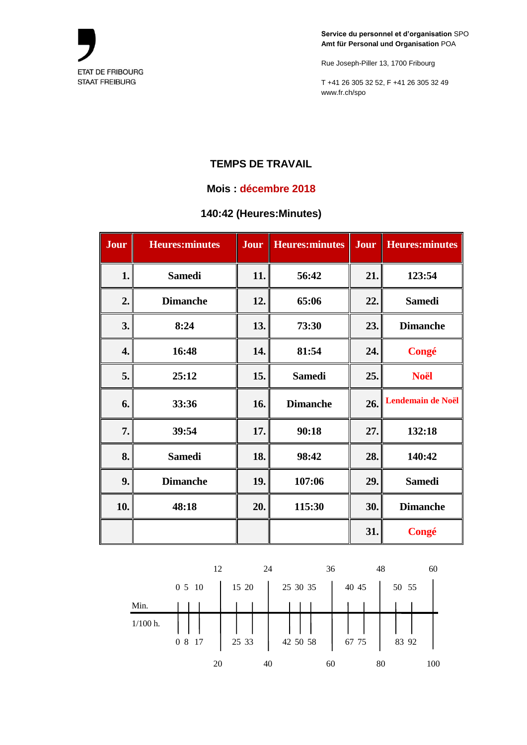ETAT DE FRIBOURG
STAAT FREIBURG

**Service du personnel et d'organisation** SPO
**Amt für Personal und Organisation** POA

Rue Joseph-Piller 13, 1700 Fribourg

T +41 26 305 32 52, F +41 26 305 32 49
www.fr.ch/spo

## TEMPS DE TRAVAIL

### Mois : décembre 2018

### 140:42 (Heures:Minutes)

| Jour | Heures:minutes | Jour | Heures:minutes | Jour | Heures:minutes |
|---|---|---|---|---|---|
| 1. | Samedi | 11. | 56:42 | 21. | 123:54 |
| 2. | Dimanche | 12. | 65:06 | 22. | Samedi |
| 3. | 8:24 | 13. | 73:30 | 23. | Dimanche |
| 4. | 16:48 | 14. | 81:54 | 24. | Congé |
| 5. | 25:12 | 15. | Samedi | 25. | Noël |
| 6. | 33:36 | 16. | Dimanche | 26. | Lendemain de Noël |
| 7. | 39:54 | 17. | 90:18 | 27. | 132:18 |
| 8. | Samedi | 18. | 98:42 | 28. | 140:42 |
| 9. | Dimanche | 19. | 107:06 | 29. | Samedi |
| 10. | 48:18 | 20. | 115:30 | 30. | Dimanche |
| | | | | 31. | Congé |

12 24 36 48 60

0 5 10 15 20 25 30 35 40 45 50 55

Min.

1/100 h.

0 8 17 25 33 42 50 58 67 75 83 92

20 40 60 80 100